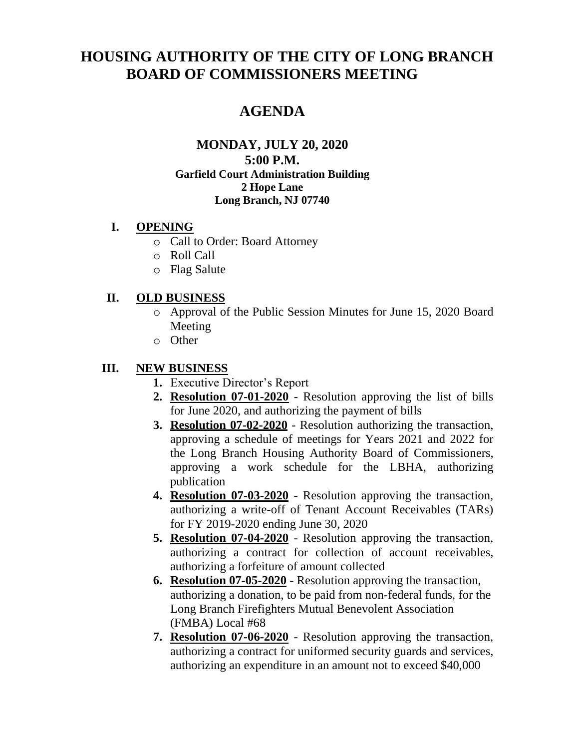# HOUSING AUTHORITY OF THE CITY OF LONG BRANCH BOARD OF COMMISSIONERS MEETING

## AGENDA

**MONDAY, JULY 20, 2020**
**5:00 P.M.**
**Garfield Court Administration Building**
**2 Hope Lane**
**Long Branch, NJ 07740**

### I. OPENING

- Call to Order: Board Attorney
- Roll Call
- Flag Salute

### II. OLD BUSINESS

- Approval of the Public Session Minutes for June 15, 2020 Board Meeting
- Other

### III. NEW BUSINESS

1. Executive Director's Report
2. **Resolution 07-01-2020** - Resolution approving the list of bills for June 2020, and authorizing the payment of bills
3. **Resolution 07-02-2020** - Resolution authorizing the transaction, approving a schedule of meetings for Years 2021 and 2022 for the Long Branch Housing Authority Board of Commissioners, approving a work schedule for the LBHA, authorizing publication
4. **Resolution 07-03-2020** - Resolution approving the transaction, authorizing a write-off of Tenant Account Receivables (TARs) for FY 2019-2020 ending June 30, 2020
5. **Resolution 07-04-2020** - Resolution approving the transaction, authorizing a contract for collection of account receivables, authorizing a forfeiture of amount collected
6. **Resolution 07-05-2020** - Resolution approving the transaction, authorizing a donation, to be paid from non-federal funds, for the Long Branch Firefighters Mutual Benevolent Association (FMBA) Local #68
7. **Resolution 07-06-2020** - Resolution approving the transaction, authorizing a contract for uniformed security guards and services, authorizing an expenditure in an amount not to exceed $40,000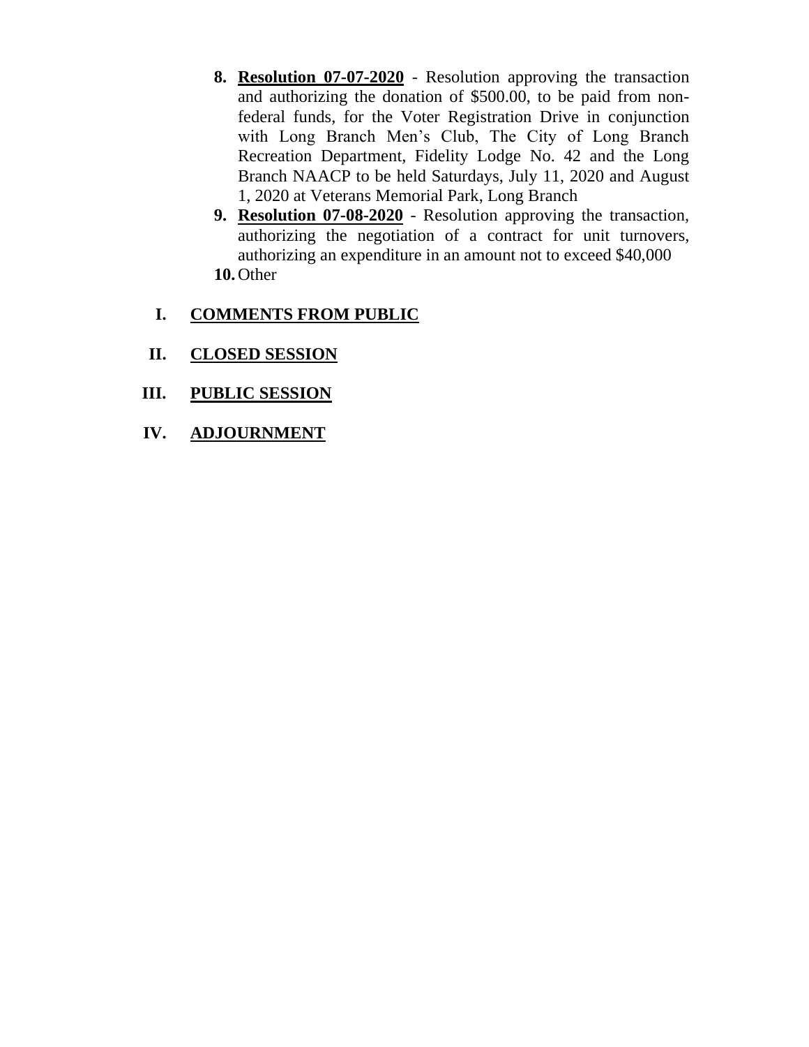8. **Resolution 07-07-2020** - Resolution approving the transaction and authorizing the donation of $500.00, to be paid from non-federal funds, for the Voter Registration Drive in conjunction with Long Branch Men's Club, The City of Long Branch Recreation Department, Fidelity Lodge No. 42 and the Long Branch NAACP to be held Saturdays, July 11, 2020 and August 1, 2020 at Veterans Memorial Park, Long Branch
9. **Resolution 07-08-2020** - Resolution approving the transaction, authorizing the negotiation of a contract for unit turnovers, authorizing an expenditure in an amount not to exceed $40,000
10. Other

**I. COMMENTS FROM PUBLIC**

**II. CLOSED SESSION**

**III. PUBLIC SESSION**

**IV. ADJOURNMENT**